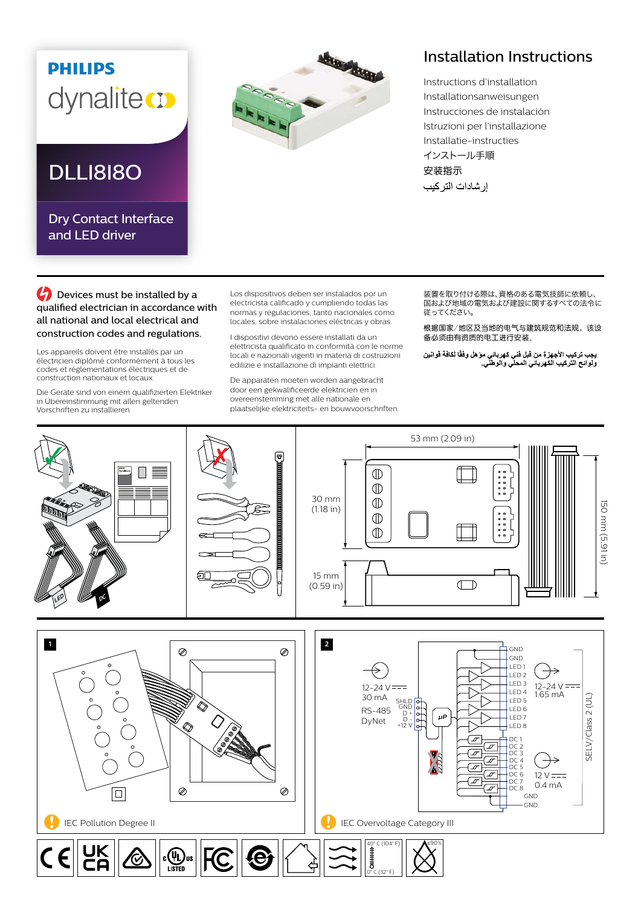PHILIPS

dynalite

# DLLI8I8O

## Dry Contact Interface and LED driver

# Installation Instructions

Instructions d'installation
Installationsanweisungen
Instrucciones de instalación
Istruzioni per l'installazione
Installatie-instructies
インストール手順
安装指示
إرشادات التركيب

**Devices must be installed by a qualified electrician in accordance with all national and local electrical and construction codes and regulations.**

Les appareils doivent être installés par un électricien diplômé conformément à tous les codes et réglementations électriques et de construction nationaux et locaux.

Die Geräte sind von einem qualifizierten Elektriker in Übereinstimmung mit allen geltenden Vorschriften zu installieren.

Los dispositivos deben ser instalados por un electricista calificado y cumpliendo todas las normas y regulaciones, tanto nacionales como locales, sobre instalaciones eléctricas y obras.

I dispositivi devono essere installati da un elettricista qualificato in conformità con le norme locali e nazionali vigenti in materia di costruzioni edilizie e installazione di impianti elettrici.

De apparaten moeten worden aangebracht door een gekwalificeerde elektricien en in overeenstemming met alle nationale en plaatselijke elektriciteits- en bouwvoorschriften.

装置を取り付ける際は、資格のある電気技師に依頼し、国および地域の電気および建設に関するすべての法令に従ってください。

根据国家/地区及当地的电气与建筑规范和法规，该设备必须由有资质的电工进行安装。

يجب تركيب الأجهزة من قبل فني كهربائي مؤهل وفقًا لكافة قوانين ولوائح التركيب الكهربائي المحلي والوطني.

LED DC

53 mm (2.09 in)

30 mm (1.18 in)

15 mm (0.59 in)

150 mm (5.91 in)

1

IEC Pollution Degree II

2

12-24 V ⎓ 30 mA

RS-485 DyNet

SHLD GND D+ D- +12 V

µP

GND GND LED 1 LED 2 LED 3 LED 4 LED 5 LED 6 LED 7 LED 8

12-24 V ⎓ 1.65 mA

DC 1 DC 2 DC 3 DC 4 DC 5 DC 6 DC 7 DC 8 GND GND

12 V ⎓ 0.4 mA

SELV/Class 2 (UL)

IEC Overvoltage Category III

CE UKCA c UL us LISTED FC

40° C (104° F) 0° C (32° F) ≤90%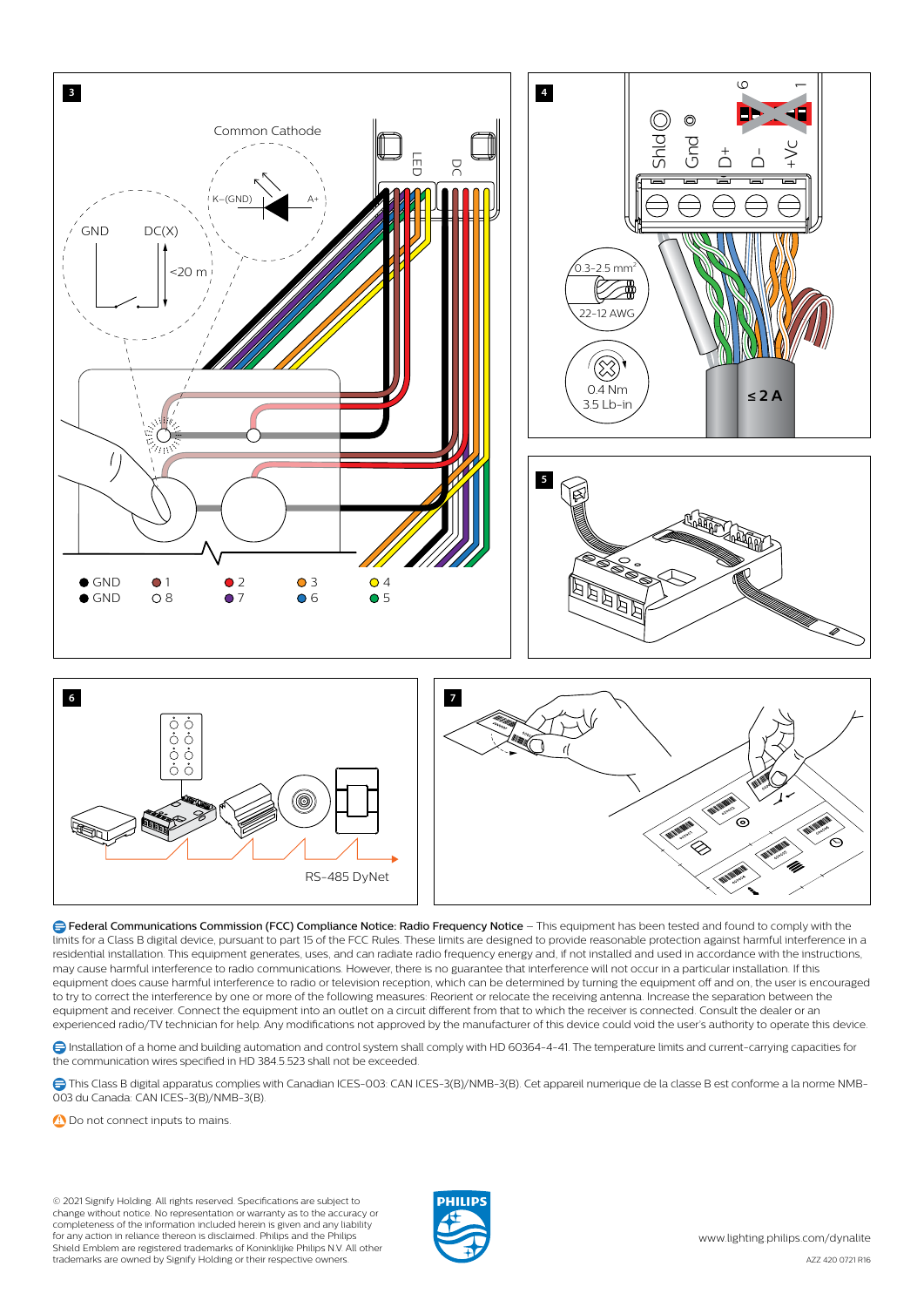3

Common Cathode

K–(GND)

A+

GND

DC(X)

<20 m

LED

DC

● GND ● 1 ● 2 ● 3 ● 4

● GND ○ 8 ● 7 ● 6 ● 5

4

Shld

Gnd

D+

D–

+Vc

6

1

0.3–2.5 mm²

22–12 AWG

0.4 Nm
3.5 Lb-in

≤ 2 A

5

6

RS-485 DyNet

7

**Federal Communications Commission (FCC) Compliance Notice: Radio Frequency Notice** – This equipment has been tested and found to comply with the limits for a Class B digital device, pursuant to part 15 of the FCC Rules. These limits are designed to provide reasonable protection against harmful interference in a residential installation. This equipment generates, uses, and can radiate radio frequency energy and, if not installed and used in accordance with the instructions, may cause harmful interference to radio communications. However, there is no guarantee that interference will not occur in a particular installation. If this equipment does cause harmful interference to radio or television reception, which can be determined by turning the equipment off and on, the user is encouraged to try to correct the interference by one or more of the following measures: Reorient or relocate the receiving antenna. Increase the separation between the equipment and receiver. Connect the equipment into an outlet on a circuit different from that to which the receiver is connected. Consult the dealer or an experienced radio/TV technician for help. Any modifications not approved by the manufacturer of this device could void the user's authority to operate this device.

Installation of a home and building automation and control system shall comply with HD 60364-4-41. The temperature limits and current-carrying capacities for the communication wires specified in HD 384.5.523 shall not be exceeded.

This Class B digital apparatus complies with Canadian ICES-003: CAN ICES-3(B)/NMB-3(B). Cet appareil numerique de la classe B est conforme a la norme NMB-003 du Canada: CAN ICES-3(B)/NMB-3(B).

Do not connect inputs to mains.

© 2021 Signify Holding. All rights reserved. Specifications are subject to change without notice. No representation or warranty as to the accuracy or completeness of the information included herein is given and any liability for any action in reliance thereon is disclaimed. Philips and the Philips Shield Emblem are registered trademarks of Koninklijke Philips N.V. All other trademarks are owned by Signify Holding or their respective owners.

PHILIPS

www.lighting.philips.com/dynalite

AZZ 420 0721 R16